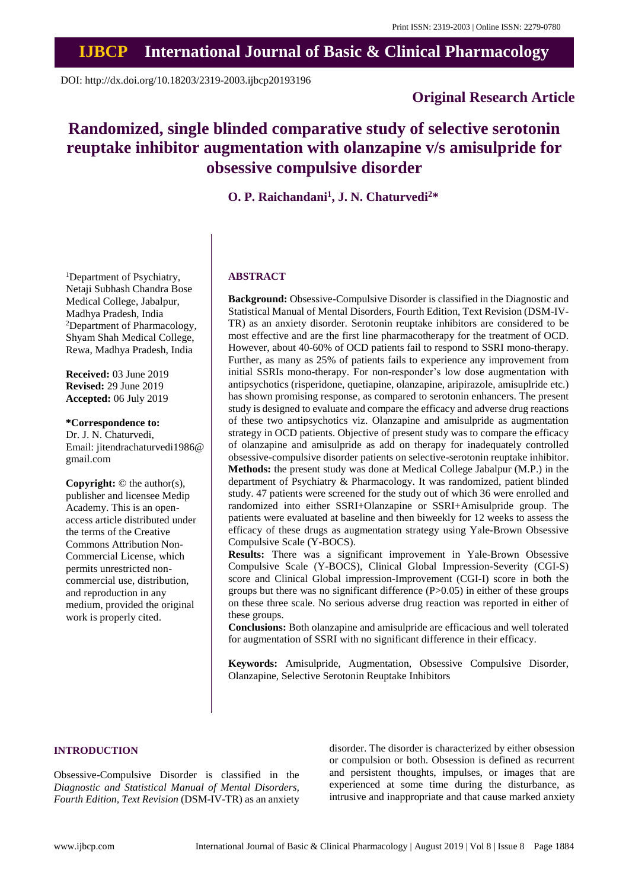Print ISSN: 2319-2003 | Online ISSN: 2279-0780

# IJBCP International Journal of Basic & Clinical Pharmacology

DOI: http://dx.doi.org/10.18203/2319-2003.ijbcp20193196

## Original Research Article

# Randomized, single blinded comparative study of selective serotonin reuptake inhibitor augmentation with olanzapine v/s amisulpride for obsessive compulsive disorder

**O. P. Raichandani[1], J. N. Chaturvedi[2]***

[1]Department of Psychiatry, Netaji Subhash Chandra Bose Medical College, Jabalpur, Madhya Pradesh, India
[2]Department of Pharmacology, Shyam Shah Medical College, Rewa, Madhya Pradesh, India

**Received:** 03 June 2019
**Revised:** 29 June 2019
**Accepted:** 06 July 2019

**\*Correspondence to:**
Dr. J. N. Chaturvedi,
Email: jitendrachaturvedi1986@gmail.com

**Copyright:** © the author(s), publisher and licensee Medip Academy. This is an open-access article distributed under the terms of the Creative Commons Attribution Non-Commercial License, which permits unrestricted non-commercial use, distribution, and reproduction in any medium, provided the original work is properly cited.

## ABSTRACT

**Background:** Obsessive-Compulsive Disorder is classified in the Diagnostic and Statistical Manual of Mental Disorders, Fourth Edition, Text Revision (DSM-IV-TR) as an anxiety disorder. Serotonin reuptake inhibitors are considered to be most effective and are the first line pharmacotherapy for the treatment of OCD. However, about 40-60% of OCD patients fail to respond to SSRI mono-therapy. Further, as many as 25% of patients fails to experience any improvement from initial SSRIs mono-therapy. For non-responder's low dose augmentation with antipsychotics (risperidone, quetiapine, olanzapine, aripirazole, amisuplride etc.) has shown promising response, as compared to serotonin enhancers. The present study is designed to evaluate and compare the efficacy and adverse drug reactions of these two antipsychotics viz. Olanzapine and amisulpride as augmentation strategy in OCD patients. Objective of present study was to compare the efficacy of olanzapine and amisulpride as add on therapy for inadequately controlled obsessive-compulsive disorder patients on selective-serotonin reuptake inhibitor.

**Methods:** the present study was done at Medical College Jabalpur (M.P.) in the department of Psychiatry & Pharmacology. It was randomized, patient blinded study. 47 patients were screened for the study out of which 36 were enrolled and randomized into either SSRI+Olanzapine or SSRI+Amisulpride group. The patients were evaluated at baseline and then biweekly for 12 weeks to assess the efficacy of these drugs as augmentation strategy using Yale-Brown Obsessive Compulsive Scale (Y-BOCS).

**Results:** There was a significant improvement in Yale-Brown Obsessive Compulsive Scale (Y-BOCS), Clinical Global Impression-Severity (CGI-S) score and Clinical Global impression-Improvement (CGI-I) score in both the groups but there was no significant difference (P>0.05) in either of these groups on these three scale. No serious adverse drug reaction was reported in either of these groups.

**Conclusions:** Both olanzapine and amisulpride are efficacious and well tolerated for augmentation of SSRI with no significant difference in their efficacy.

**Keywords:** Amisulpride, Augmentation, Obsessive Compulsive Disorder, Olanzapine, Selective Serotonin Reuptake Inhibitors

## INTRODUCTION

Obsessive-Compulsive Disorder is classified in the *Diagnostic and Statistical Manual of Mental Disorders, Fourth Edition, Text Revision* (DSM-IV-TR) as an anxiety disorder. The disorder is characterized by either obsession or compulsion or both. Obsession is defined as recurrent and persistent thoughts, impulses, or images that are experienced at some time during the disturbance, as intrusive and inappropriate and that cause marked anxiety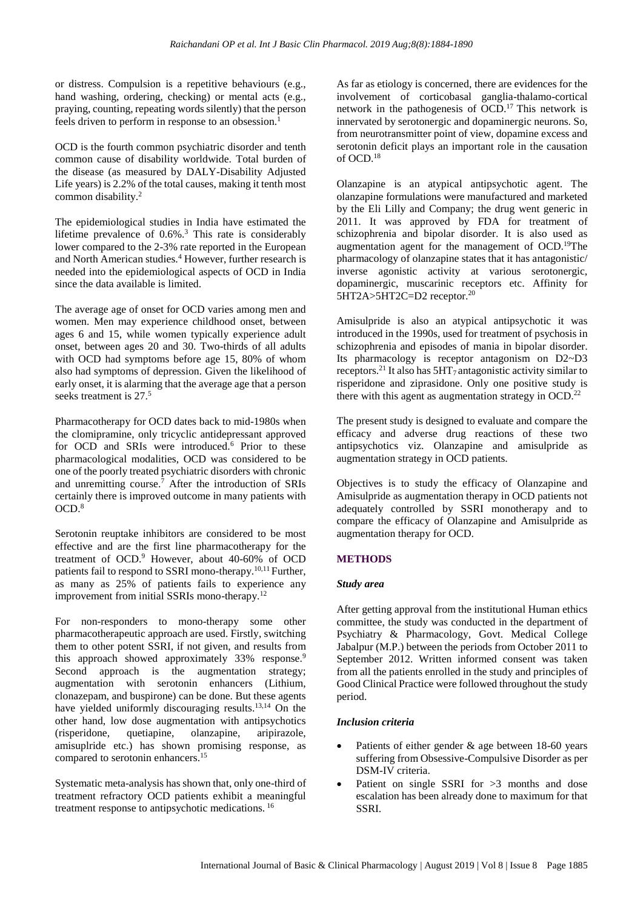or distress. Compulsion is a repetitive behaviours (e.g., hand washing, ordering, checking) or mental acts (e.g., praying, counting, repeating words silently) that the person feels driven to perform in response to an obsession.[1]

OCD is the fourth common psychiatric disorder and tenth common cause of disability worldwide. Total burden of the disease (as measured by DALY-Disability Adjusted Life years) is 2.2% of the total causes, making it tenth most common disability.[2]

The epidemiological studies in India have estimated the lifetime prevalence of 0.6%.[3] This rate is considerably lower compared to the 2-3% rate reported in the European and North American studies.[4] However, further research is needed into the epidemiological aspects of OCD in India since the data available is limited.

The average age of onset for OCD varies among men and women. Men may experience childhood onset, between ages 6 and 15, while women typically experience adult onset, between ages 20 and 30. Two-thirds of all adults with OCD had symptoms before age 15, 80% of whom also had symptoms of depression. Given the likelihood of early onset, it is alarming that the average age that a person seeks treatment is 27.[5]

Pharmacotherapy for OCD dates back to mid-1980s when the clomipramine, only tricyclic antidepressant approved for OCD and SRIs were introduced.[6] Prior to these pharmacological modalities, OCD was considered to be one of the poorly treated psychiatric disorders with chronic and unremitting course.[7] After the introduction of SRIs certainly there is improved outcome in many patients with OCD.[8]

Serotonin reuptake inhibitors are considered to be most effective and are the first line pharmacotherapy for the treatment of OCD.[9] However, about 40-60% of OCD patients fail to respond to SSRI mono-therapy.[10,11] Further, as many as 25% of patients fails to experience any improvement from initial SSRIs mono-therapy.[12]

For non-responders to mono-therapy some other pharmacotherapeutic approach are used. Firstly, switching them to other potent SSRI, if not given, and results from this approach showed approximately 33% response.[9] Second approach is the augmentation strategy; augmentation with serotonin enhancers (Lithium, clonazepam, and buspirone) can be done. But these agents have yielded uniformly discouraging results.[13,14] On the other hand, low dose augmentation with antipsychotics (risperidone, quetiapine, olanzapine, aripirazole, amisuplride etc.) has shown promising response, as compared to serotonin enhancers.[15]

Systematic meta-analysis has shown that, only one-third of treatment refractory OCD patients exhibit a meaningful treatment response to antipsychotic medications.[16]

As far as etiology is concerned, there are evidences for the involvement of corticobasal ganglia-thalamo-cortical network in the pathogenesis of OCD.[17] This network is innervated by serotonergic and dopaminergic neurons. So, from neurotransmitter point of view, dopamine excess and serotonin deficit plays an important role in the causation of OCD.[18]

Olanzapine is an atypical antipsychotic agent. The olanzapine formulations were manufactured and marketed by the Eli Lilly and Company; the drug went generic in 2011. It was approved by FDA for treatment of schizophrenia and bipolar disorder. It is also used as augmentation agent for the management of OCD.[19] The pharmacology of olanzapine states that it has antagonistic/ inverse agonistic activity at various serotonergic, dopaminergic, muscarinic receptors etc. Affinity for 5HT2A>5HT2C=D2 receptor.[20]

Amisulpride is also an atypical antipsychotic it was introduced in the 1990s, used for treatment of psychosis in schizophrenia and episodes of mania in bipolar disorder. Its pharmacology is receptor antagonism on D2~D3 receptors.[21] It also has $5HT_7$ antagonistic activity similar to risperidone and ziprasidone. Only one positive study is there with this agent as augmentation strategy in OCD.[22]

The present study is designed to evaluate and compare the efficacy and adverse drug reactions of these two antipsychotics viz. Olanzapine and amisulpride as augmentation strategy in OCD patients.

Objectives is to study the efficacy of Olanzapine and Amisulpride as augmentation therapy in OCD patients not adequately controlled by SSRI monotherapy and to compare the efficacy of Olanzapine and Amisulpride as augmentation therapy for OCD.

## METHODS

### *Study area*

After getting approval from the institutional Human ethics committee, the study was conducted in the department of Psychiatry & Pharmacology, Govt. Medical College Jabalpur (M.P.) between the periods from October 2011 to September 2012. Written informed consent was taken from all the patients enrolled in the study and principles of Good Clinical Practice were followed throughout the study period.

### *Inclusion criteria*

- Patients of either gender & age between 18-60 years suffering from Obsessive-Compulsive Disorder as per DSM-IV criteria.
- Patient on single SSRI for >3 months and dose escalation has been already done to maximum for that SSRI.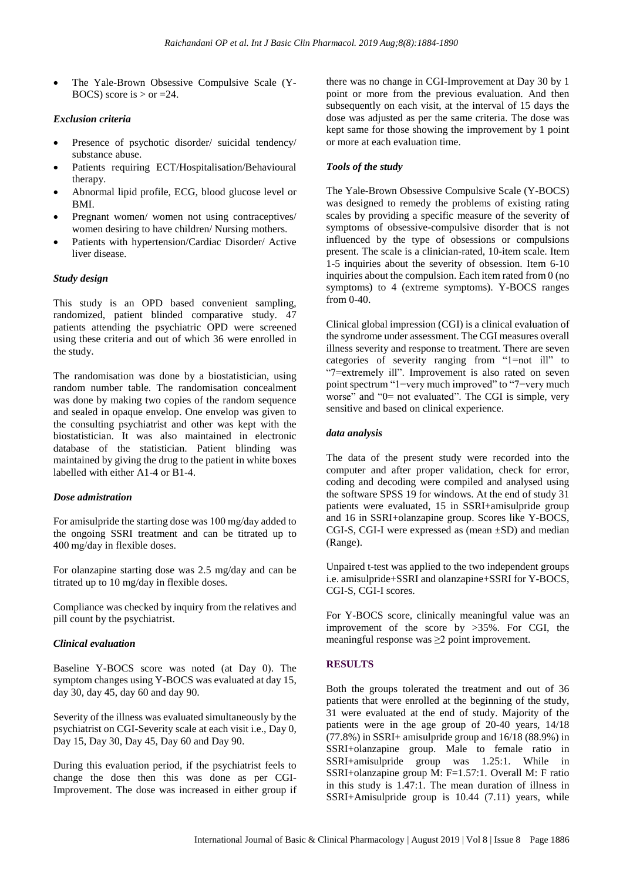- The Yale-Brown Obsessive Compulsive Scale (Y-BOCS) score is > or =24.

### *Exclusion criteria*

- Presence of psychotic disorder/ suicidal tendency/ substance abuse.
- Patients requiring ECT/Hospitalisation/Behavioural therapy.
- Abnormal lipid profile, ECG, blood glucose level or BMI.
- Pregnant women/ women not using contraceptives/ women desiring to have children/ Nursing mothers.
- Patients with hypertension/Cardiac Disorder/ Active liver disease.

### *Study design*

This study is an OPD based convenient sampling, randomized, patient blinded comparative study. 47 patients attending the psychiatric OPD were screened using these criteria and out of which 36 were enrolled in the study.

The randomisation was done by a biostatistician, using random number table. The randomisation concealment was done by making two copies of the random sequence and sealed in opaque envelop. One envelop was given to the consulting psychiatrist and other was kept with the biostatistician. It was also maintained in electronic database of the statistician. Patient blinding was maintained by giving the drug to the patient in white boxes labelled with either A1-4 or B1-4.

### *Dose admistration*

For amisulpride the starting dose was 100 mg/day added to the ongoing SSRI treatment and can be titrated up to 400 mg/day in flexible doses.

For olanzapine starting dose was 2.5 mg/day and can be titrated up to 10 mg/day in flexible doses.

Compliance was checked by inquiry from the relatives and pill count by the psychiatrist.

### *Clinical evaluation*

Baseline Y-BOCS score was noted (at Day 0). The symptom changes using Y-BOCS was evaluated at day 15, day 30, day 45, day 60 and day 90.

Severity of the illness was evaluated simultaneously by the psychiatrist on CGI-Severity scale at each visit i.e., Day 0, Day 15, Day 30, Day 45, Day 60 and Day 90.

During this evaluation period, if the psychiatrist feels to change the dose then this was done as per CGI-Improvement. The dose was increased in either group if there was no change in CGI-Improvement at Day 30 by 1 point or more from the previous evaluation. And then subsequently on each visit, at the interval of 15 days the dose was adjusted as per the same criteria. The dose was kept same for those showing the improvement by 1 point or more at each evaluation time.

### *Tools of the study*

The Yale-Brown Obsessive Compulsive Scale (Y-BOCS) was designed to remedy the problems of existing rating scales by providing a specific measure of the severity of symptoms of obsessive-compulsive disorder that is not influenced by the type of obsessions or compulsions present. The scale is a clinician-rated, 10-item scale. Item 1-5 inquiries about the severity of obsession. Item 6-10 inquiries about the compulsion. Each item rated from 0 (no symptoms) to 4 (extreme symptoms). Y-BOCS ranges from 0-40.

Clinical global impression (CGI) is a clinical evaluation of the syndrome under assessment. The CGI measures overall illness severity and response to treatment. There are seven categories of severity ranging from "1=not ill" to "7=extremely ill". Improvement is also rated on seven point spectrum "1=very much improved" to "7=very much worse" and "0= not evaluated". The CGI is simple, very sensitive and based on clinical experience.

### *data analysis*

The data of the present study were recorded into the computer and after proper validation, check for error, coding and decoding were compiled and analysed using the software SPSS 19 for windows. At the end of study 31 patients were evaluated, 15 in SSRI+amisulpride group and 16 in SSRI+olanzapine group. Scores like Y-BOCS, CGI-S, CGI-I were expressed as (mean ±SD) and median (Range).

Unpaired t-test was applied to the two independent groups i.e. amisulpride+SSRI and olanzapine+SSRI for Y-BOCS, CGI-S, CGI-I scores.

For Y-BOCS score, clinically meaningful value was an improvement of the score by >35%. For CGI, the meaningful response was ≥2 point improvement.

## RESULTS

Both the groups tolerated the treatment and out of 36 patients that were enrolled at the beginning of the study, 31 were evaluated at the end of study. Majority of the patients were in the age group of 20-40 years, 14/18 (77.8%) in SSRI+ amisulpride group and 16/18 (88.9%) in SSRI+olanzapine group. Male to female ratio in SSRI+amisulpride group was 1.25:1. While in SSRI+olanzapine group M: F=1.57:1. Overall M: F ratio in this study is 1.47:1. The mean duration of illness in SSRI+Amisulpride group is 10.44 (7.11) years, while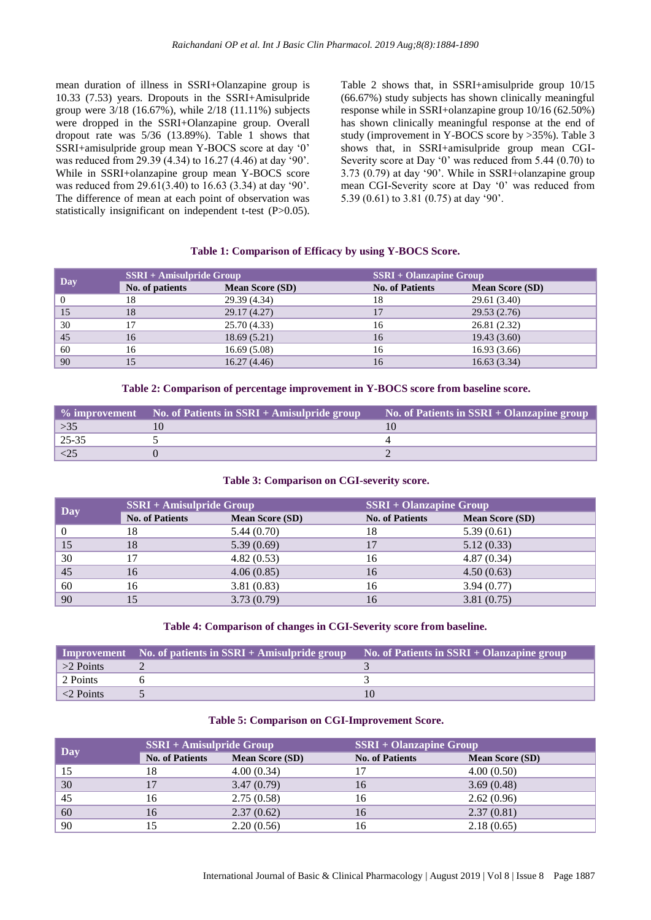mean duration of illness in SSRI+Olanzapine group is 10.33 (7.53) years. Dropouts in the SSRI+Amisulpride group were 3/18 (16.67%), while 2/18 (11.11%) subjects were dropped in the SSRI+Olanzapine group. Overall dropout rate was 5/36 (13.89%). Table 1 shows that SSRI+amisulpride group mean Y-BOCS score at day '0' was reduced from 29.39 (4.34) to 16.27 (4.46) at day '90'. While in SSRI+olanzapine group mean Y-BOCS score was reduced from 29.61(3.40) to 16.63 (3.34) at day '90'. The difference of mean at each point of observation was statistically insignificant on independent t-test (P>0.05).

Table 2 shows that, in SSRI+amisulpride group 10/15 (66.67%) study subjects has shown clinically meaningful response while in SSRI+olanzapine group 10/16 (62.50%) has shown clinically meaningful response at the end of study (improvement in Y-BOCS score by >35%). Table 3 shows that, in SSRI+amisulpride group mean CGI-Severity score at Day '0' was reduced from 5.44 (0.70) to 3.73 (0.79) at day '90'. While in SSRI+olanzapine group mean CGI-Severity score at Day '0' was reduced from 5.39 (0.61) to 3.81 (0.75) at day '90'.

**Table 1: Comparison of Efficacy by using Y-BOCS Score.**

| Day | SSRI + Amisulpride Group | | SSRI + Olanzapine Group | |
|---|---|---|---|---|
| | No. of patients | Mean Score (SD) | No. of Patients | Mean Score (SD) |
| 0 | 18 | 29.39 (4.34) | 18 | 29.61 (3.40) |
| 15 | 18 | 29.17 (4.27) | 17 | 29.53 (2.76) |
| 30 | 17 | 25.70 (4.33) | 16 | 26.81 (2.32) |
| 45 | 16 | 18.69 (5.21) | 16 | 19.43 (3.60) |
| 60 | 16 | 16.69 (5.08) | 16 | 16.93 (3.66) |
| 90 | 15 | 16.27 (4.46) | 16 | 16.63 (3.34) |

**Table 2: Comparison of percentage improvement in Y-BOCS score from baseline score.**

| % improvement | No. of Patients in SSRI + Amisulpride group | No. of Patients in SSRI + Olanzapine group |
|---|---|---|
| >35 | 10 | 10 |
| 25-35 | 5 | 4 |
| <25 | 0 | 2 |

**Table 3: Comparison on CGI-severity score.**

| Day | SSRI + Amisulpride Group | | SSRI + Olanzapine Group | |
|---|---|---|---|---|
| | No. of Patients | Mean Score (SD) | No. of Patients | Mean Score (SD) |
| 0 | 18 | 5.44 (0.70) | 18 | 5.39 (0.61) |
| 15 | 18 | 5.39 (0.69) | 17 | 5.12 (0.33) |
| 30 | 17 | 4.82 (0.53) | 16 | 4.87 (0.34) |
| 45 | 16 | 4.06 (0.85) | 16 | 4.50 (0.63) |
| 60 | 16 | 3.81 (0.83) | 16 | 3.94 (0.77) |
| 90 | 15 | 3.73 (0.79) | 16 | 3.81 (0.75) |

**Table 4: Comparison of changes in CGI-Severity score from baseline.**

| Improvement | No. of patients in SSRI + Amisulpride group | No. of Patients in SSRI + Olanzapine group |
|---|---|---|
| >2 Points | 2 | 3 |
| 2 Points | 6 | 3 |
| <2 Points | 5 | 10 |

**Table 5: Comparison on CGI-Improvement Score.**

| Day | SSRI + Amisulpride Group | | SSRI + Olanzapine Group | |
|---|---|---|---|---|
| | No. of Patients | Mean Score (SD) | No. of Patients | Mean Score (SD) |
| 15 | 18 | 4.00 (0.34) | 17 | 4.00 (0.50) |
| 30 | 17 | 3.47 (0.79) | 16 | 3.69 (0.48) |
| 45 | 16 | 2.75 (0.58) | 16 | 2.62 (0.96) |
| 60 | 16 | 2.37 (0.62) | 16 | 2.37 (0.81) |
| 90 | 15 | 2.20 (0.56) | 16 | 2.18 (0.65) |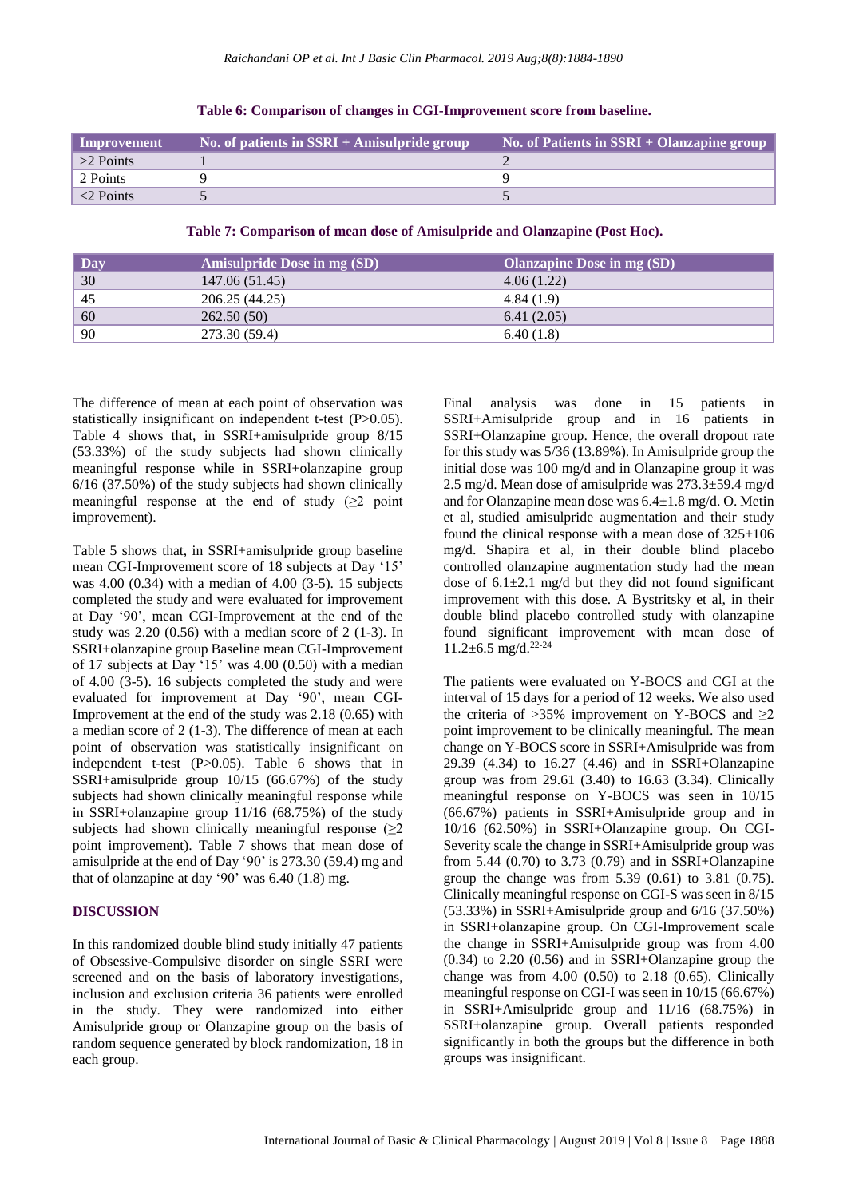**Table 6: Comparison of changes in CGI-Improvement score from baseline.**

| Improvement | No. of patients in SSRI + Amisulpride group | No. of Patients in SSRI + Olanzapine group |
|---|---|---|
| >2 Points | 1 | 2 |
| 2 Points | 9 | 9 |
| <2 Points | 5 | 5 |

**Table 7: Comparison of mean dose of Amisulpride and Olanzapine (Post Hoc).**

| Day | Amisulpride Dose in mg (SD) | Olanzapine Dose in mg (SD) |
|---|---|---|
| 30 | 147.06 (51.45) | 4.06 (1.22) |
| 45 | 206.25 (44.25) | 4.84 (1.9) |
| 60 | 262.50 (50) | 6.41 (2.05) |
| 90 | 273.30 (59.4) | 6.40 (1.8) |

The difference of mean at each point of observation was statistically insignificant on independent t-test (P>0.05). Table 4 shows that, in SSRI+amisulpride group 8/15 (53.33%) of the study subjects had shown clinically meaningful response while in SSRI+olanzapine group 6/16 (37.50%) of the study subjects had shown clinically meaningful response at the end of study (≥2 point improvement).

Table 5 shows that, in SSRI+amisulpride group baseline mean CGI-Improvement score of 18 subjects at Day '15' was 4.00 (0.34) with a median of 4.00 (3-5). 15 subjects completed the study and were evaluated for improvement at Day '90', mean CGI-Improvement at the end of the study was 2.20 (0.56) with a median score of 2 (1-3). In SSRI+olanzapine group Baseline mean CGI-Improvement of 17 subjects at Day '15' was 4.00 (0.50) with a median of 4.00 (3-5). 16 subjects completed the study and were evaluated for improvement at Day '90', mean CGI-Improvement at the end of the study was 2.18 (0.65) with a median score of 2 (1-3). The difference of mean at each point of observation was statistically insignificant on independent t-test (P>0.05). Table 6 shows that in SSRI+amisulpride group 10/15 (66.67%) of the study subjects had shown clinically meaningful response while in SSRI+olanzapine group 11/16 (68.75%) of the study subjects had shown clinically meaningful response (≥2 point improvement). Table 7 shows that mean dose of amisulpride at the end of Day '90' is 273.30 (59.4) mg and that of olanzapine at day '90' was 6.40 (1.8) mg.

## DISCUSSION

In this randomized double blind study initially 47 patients of Obsessive-Compulsive disorder on single SSRI were screened and on the basis of laboratory investigations, inclusion and exclusion criteria 36 patients were enrolled in the study. They were randomized into either Amisulpride group or Olanzapine group on the basis of random sequence generated by block randomization, 18 in each group.

Final analysis was done in 15 patients in SSRI+Amisulpride group and in 16 patients in SSRI+Olanzapine group. Hence, the overall dropout rate for this study was 5/36 (13.89%). In Amisulpride group the initial dose was 100 mg/d and in Olanzapine group it was 2.5 mg/d. Mean dose of amisulpride was 273.3±59.4 mg/d and for Olanzapine mean dose was 6.4±1.8 mg/d. O. Metin et al, studied amisulpride augmentation and their study found the clinical response with a mean dose of 325±106 mg/d. Shapira et al, in their double blind placebo controlled olanzapine augmentation study had the mean dose of 6.1±2.1 mg/d but they did not found significant improvement with this dose. A Bystritsky et al, in their double blind placebo controlled study with olanzapine found significant improvement with mean dose of 11.2±6.5 mg/d.[22-24]

The patients were evaluated on Y-BOCS and CGI at the interval of 15 days for a period of 12 weeks. We also used the criteria of >35% improvement on Y-BOCS and ≥2 point improvement to be clinically meaningful. The mean change on Y-BOCS score in SSRI+Amisulpride was from 29.39 (4.34) to 16.27 (4.46) and in SSRI+Olanzapine group was from 29.61 (3.40) to 16.63 (3.34). Clinically meaningful response on Y-BOCS was seen in 10/15 (66.67%) patients in SSRI+Amisulpride group and in 10/16 (62.50%) in SSRI+Olanzapine group. On CGI-Severity scale the change in SSRI+Amisulpride group was from 5.44 (0.70) to 3.73 (0.79) and in SSRI+Olanzapine group the change was from 5.39 (0.61) to 3.81 (0.75). Clinically meaningful response on CGI-S was seen in 8/15 (53.33%) in SSRI+Amisulpride group and 6/16 (37.50%) in SSRI+olanzapine group. On CGI-Improvement scale the change in SSRI+Amisulpride group was from 4.00 (0.34) to 2.20 (0.56) and in SSRI+Olanzapine group the change was from 4.00 (0.50) to 2.18 (0.65). Clinically meaningful response on CGI-I was seen in 10/15 (66.67%) in SSRI+Amisulpride group and 11/16 (68.75%) in SSRI+olanzapine group. Overall patients responded significantly in both the groups but the difference in both groups was insignificant.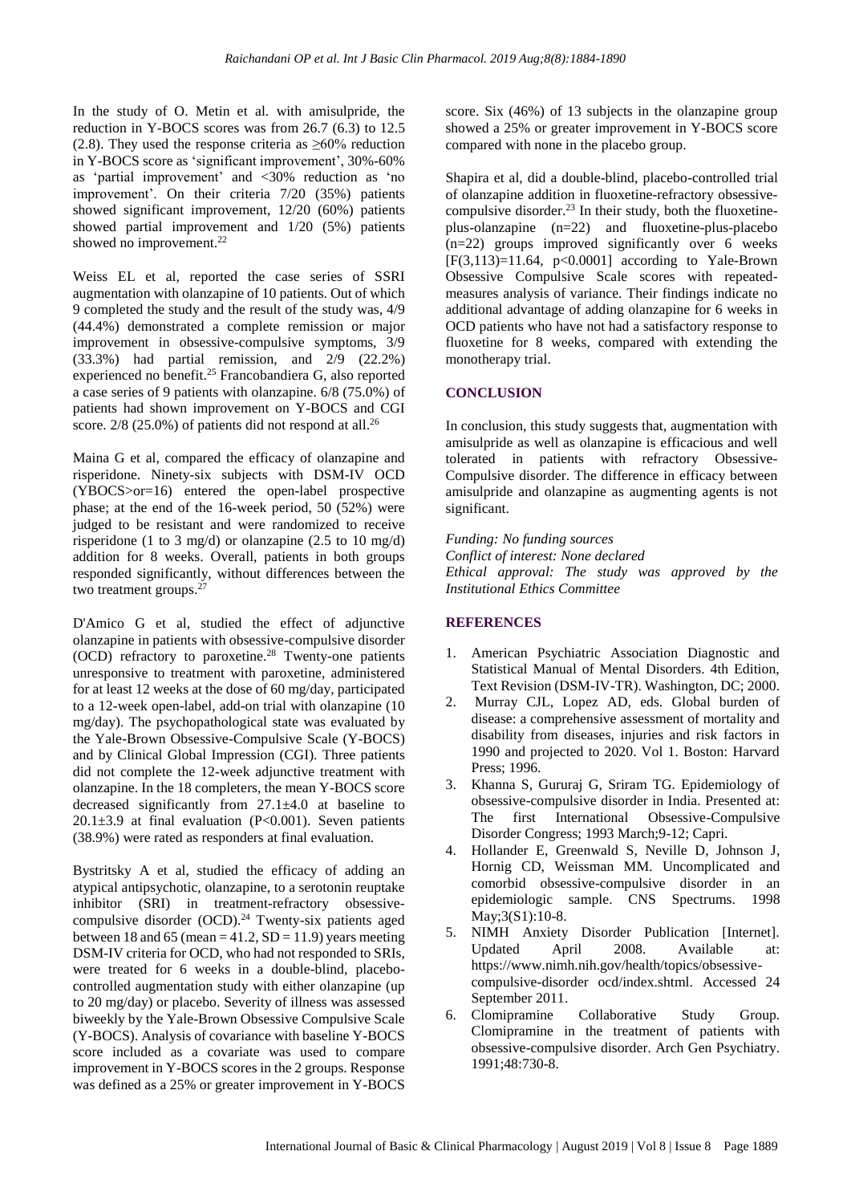In the study of O. Metin et al. with amisulpride, the reduction in Y-BOCS scores was from 26.7 (6.3) to 12.5 (2.8). They used the response criteria as ≥60% reduction in Y-BOCS score as 'significant improvement', 30%-60% as 'partial improvement' and <30% reduction as 'no improvement'. On their criteria 7/20 (35%) patients showed significant improvement, 12/20 (60%) patients showed partial improvement and 1/20 (5%) patients showed no improvement.[22]

Weiss EL et al, reported the case series of SSRI augmentation with olanzapine of 10 patients. Out of which 9 completed the study and the result of the study was, 4/9 (44.4%) demonstrated a complete remission or major improvement in obsessive-compulsive symptoms, 3/9 (33.3%) had partial remission, and 2/9 (22.2%) experienced no benefit.[25] Francobandiera G, also reported a case series of 9 patients with olanzapine. 6/8 (75.0%) of patients had shown improvement on Y-BOCS and CGI score. 2/8 (25.0%) of patients did not respond at all.[26]

Maina G et al, compared the efficacy of olanzapine and risperidone. Ninety-six subjects with DSM-IV OCD (YBOCS>or=16) entered the open-label prospective phase; at the end of the 16-week period, 50 (52%) were judged to be resistant and were randomized to receive risperidone (1 to 3 mg/d) or olanzapine (2.5 to 10 mg/d) addition for 8 weeks. Overall, patients in both groups responded significantly, without differences between the two treatment groups.[27]

D'Amico G et al, studied the effect of adjunctive olanzapine in patients with obsessive-compulsive disorder (OCD) refractory to paroxetine.[28] Twenty-one patients unresponsive to treatment with paroxetine, administered for at least 12 weeks at the dose of 60 mg/day, participated to a 12-week open-label, add-on trial with olanzapine (10 mg/day). The psychopathological state was evaluated by the Yale-Brown Obsessive-Compulsive Scale (Y-BOCS) and by Clinical Global Impression (CGI). Three patients did not complete the 12-week adjunctive treatment with olanzapine. In the 18 completers, the mean Y-BOCS score decreased significantly from 27.1±4.0 at baseline to 20.1±3.9 at final evaluation ($P<0.001$). Seven patients (38.9%) were rated as responders at final evaluation.

Bystritsky A et al, studied the efficacy of adding an atypical antipsychotic, olanzapine, to a serotonin reuptake inhibitor (SRI) in treatment-refractory obsessive-compulsive disorder (OCD).[24] Twenty-six patients aged between 18 and 65 (mean = 41.2, SD = 11.9) years meeting DSM-IV criteria for OCD, who had not responded to SRIs, were treated for 6 weeks in a double-blind, placebo-controlled augmentation study with either olanzapine (up to 20 mg/day) or placebo. Severity of illness was assessed biweekly by the Yale-Brown Obsessive Compulsive Scale (Y-BOCS). Analysis of covariance with baseline Y-BOCS score included as a covariate was used to compare improvement in Y-BOCS scores in the 2 groups. Response was defined as a 25% or greater improvement in Y-BOCS score. Six (46%) of 13 subjects in the olanzapine group showed a 25% or greater improvement in Y-BOCS score compared with none in the placebo group.

Shapira et al, did a double-blind, placebo-controlled trial of olanzapine addition in fluoxetine-refractory obsessive-compulsive disorder.[23] In their study, both the fluoxetine-plus-olanzapine (n=22) and fluoxetine-plus-placebo (n=22) groups improved significantly over 6 weeks [$F(3,113)=11.64$, $p<0.0001$] according to Yale-Brown Obsessive Compulsive Scale scores with repeated-measures analysis of variance. Their findings indicate no additional advantage of adding olanzapine for 6 weeks in OCD patients who have not had a satisfactory response to fluoxetine for 8 weeks, compared with extending the monotherapy trial.

## CONCLUSION

In conclusion, this study suggests that, augmentation with amisulpride as well as olanzapine is efficacious and well tolerated in patients with refractory Obsessive-Compulsive disorder. The difference in efficacy between amisulpride and olanzapine as augmenting agents is not significant.

*Funding: No funding sources*
*Conflict of interest: None declared*
*Ethical approval: The study was approved by the Institutional Ethics Committee*

## REFERENCES

1. American Psychiatric Association Diagnostic and Statistical Manual of Mental Disorders. 4th Edition, Text Revision (DSM-IV-TR). Washington, DC; 2000.
2. Murray CJL, Lopez AD, eds. Global burden of disease: a comprehensive assessment of mortality and disability from diseases, injuries and risk factors in 1990 and projected to 2020. Vol 1. Boston: Harvard Press; 1996.
3. Khanna S, Gururaj G, Sriram TG. Epidemiology of obsessive-compulsive disorder in India. Presented at: The first International Obsessive-Compulsive Disorder Congress; 1993 March;9-12; Capri.
4. Hollander E, Greenwald S, Neville D, Johnson J, Hornig CD, Weissman MM. Uncomplicated and comorbid obsessive-compulsive disorder in an epidemiologic sample. CNS Spectrums. 1998 May;3(S1):10-8.
5. NIMH Anxiety Disorder Publication [Internet]. Updated April 2008. Available at: https://www.nimh.nih.gov/health/topics/obsessive-compulsive-disorder ocd/index.shtml. Accessed 24 September 2011.
6. Clomipramine Collaborative Study Group. Clomipramine in the treatment of patients with obsessive-compulsive disorder. Arch Gen Psychiatry. 1991;48:730-8.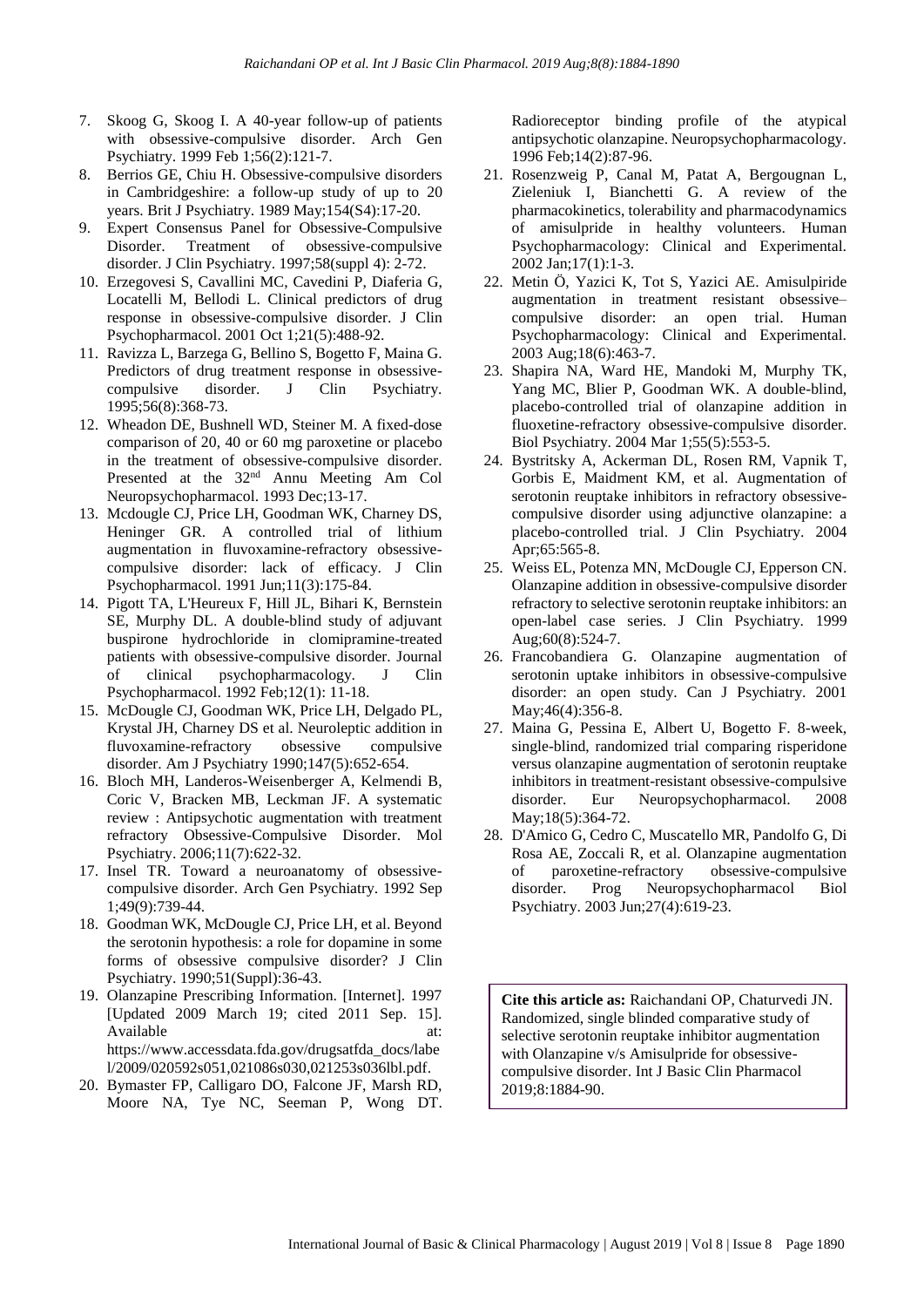7. Skoog G, Skoog I. A 40-year follow-up of patients with obsessive-compulsive disorder. Arch Gen Psychiatry. 1999 Feb 1;56(2):121-7.
8. Berrios GE, Chiu H. Obsessive-compulsive disorders in Cambridgeshire: a follow-up study of up to 20 years. Brit J Psychiatry. 1989 May;154(S4):17-20.
9. Expert Consensus Panel for Obsessive-Compulsive Disorder. Treatment of obsessive-compulsive disorder. J Clin Psychiatry. 1997;58(suppl 4): 2-72.
10. Erzegovesi S, Cavallini MC, Cavedini P, Diaferia G, Locatelli M, Bellodi L. Clinical predictors of drug response in obsessive-compulsive disorder. J Clin Psychopharmacol. 2001 Oct 1;21(5):488-92.
11. Ravizza L, Barzega G, Bellino S, Bogetto F, Maina G. Predictors of drug treatment response in obsessive-compulsive disorder. J Clin Psychiatry. 1995;56(8):368-73.
12. Wheadon DE, Bushnell WD, Steiner M. A fixed-dose comparison of 20, 40 or 60 mg paroxetine or placebo in the treatment of obsessive-compulsive disorder. Presented at the 32nd Annu Meeting Am Col Neuropsychopharmacol. 1993 Dec;13-17.
13. Mcdougle CJ, Price LH, Goodman WK, Charney DS, Heninger GR. A controlled trial of lithium augmentation in fluvoxamine-refractory obsessive-compulsive disorder: lack of efficacy. J Clin Psychopharmacol. 1991 Jun;11(3):175-84.
14. Pigott TA, L'Heureux F, Hill JL, Bihari K, Bernstein SE, Murphy DL. A double-blind study of adjuvant buspirone hydrochloride in clomipramine-treated patients with obsessive-compulsive disorder. Journal of clinical psychopharmacology. J Clin Psychopharmacol. 1992 Feb;12(1): 11-18.
15. McDougle CJ, Goodman WK, Price LH, Delgado PL, Krystal JH, Charney DS et al. Neuroleptic addition in fluvoxamine-refractory obsessive compulsive disorder. Am J Psychiatry 1990;147(5):652-654.
16. Bloch MH, Landeros-Weisenberger A, Kelmendi B, Coric V, Bracken MB, Leckman JF. A systematic review : Antipsychotic augmentation with treatment refractory Obsessive-Compulsive Disorder. Mol Psychiatry. 2006;11(7):622-32.
17. Insel TR. Toward a neuroanatomy of obsessive-compulsive disorder. Arch Gen Psychiatry. 1992 Sep 1;49(9):739-44.
18. Goodman WK, McDougle CJ, Price LH, et al. Beyond the serotonin hypothesis: a role for dopamine in some forms of obsessive compulsive disorder? J Clin Psychiatry. 1990;51(Suppl):36-43.
19. Olanzapine Prescribing Information. [Internet]. 1997 [Updated 2009 March 19; cited 2011 Sep. 15]. Available at: https://www.accessdata.fda.gov/drugsatfda_docs/label/2009/020592s051,021086s030,021253s036lbl.pdf.
20. Bymaster FP, Calligaro DO, Falcone JF, Marsh RD, Moore NA, Tye NC, Seeman P, Wong DT. Radioreceptor binding profile of the atypical antipsychotic olanzapine. Neuropsychopharmacology. 1996 Feb;14(2):87-96.
21. Rosenzweig P, Canal M, Patat A, Bergougnan L, Zieleniuk I, Bianchetti G. A review of the pharmacokinetics, tolerability and pharmacodynamics of amisulpride in healthy volunteers. Human Psychopharmacology: Clinical and Experimental. 2002 Jan;17(1):1-3.
22. Metin Ö, Yazici K, Tot S, Yazici AE. Amisulpiride augmentation in treatment resistant obsessive–compulsive disorder: an open trial. Human Psychopharmacology: Clinical and Experimental. 2003 Aug;18(6):463-7.
23. Shapira NA, Ward HE, Mandoki M, Murphy TK, Yang MC, Blier P, Goodman WK. A double-blind, placebo-controlled trial of olanzapine addition in fluoxetine-refractory obsessive-compulsive disorder. Biol Psychiatry. 2004 Mar 1;55(5):553-5.
24. Bystritsky A, Ackerman DL, Rosen RM, Vapnik T, Gorbis E, Maidment KM, et al. Augmentation of serotonin reuptake inhibitors in refractory obsessive-compulsive disorder using adjunctive olanzapine: a placebo-controlled trial. J Clin Psychiatry. 2004 Apr;65:565-8.
25. Weiss EL, Potenza MN, McDougle CJ, Epperson CN. Olanzapine addition in obsessive-compulsive disorder refractory to selective serotonin reuptake inhibitors: an open-label case series. J Clin Psychiatry. 1999 Aug;60(8):524-7.
26. Francobandiera G. Olanzapine augmentation of serotonin uptake inhibitors in obsessive-compulsive disorder: an open study. Can J Psychiatry. 2001 May;46(4):356-8.
27. Maina G, Pessina E, Albert U, Bogetto F. 8-week, single-blind, randomized trial comparing risperidone versus olanzapine augmentation of serotonin reuptake inhibitors in treatment-resistant obsessive-compulsive disorder. Eur Neuropsychopharmacol. 2008 May;18(5):364-72.
28. D'Amico G, Cedro C, Muscatello MR, Pandolfo G, Di Rosa AE, Zoccali R, et al. Olanzapine augmentation of paroxetine-refractory obsessive-compulsive disorder. Prog Neuropsychopharmacol Biol Psychiatry. 2003 Jun;27(4):619-23.

**Cite this article as:** Raichandani OP, Chaturvedi JN. Randomized, single blinded comparative study of selective serotonin reuptake inhibitor augmentation with Olanzapine v/s Amisulpride for obsessive-compulsive disorder. Int J Basic Clin Pharmacol 2019;8:1884-90.